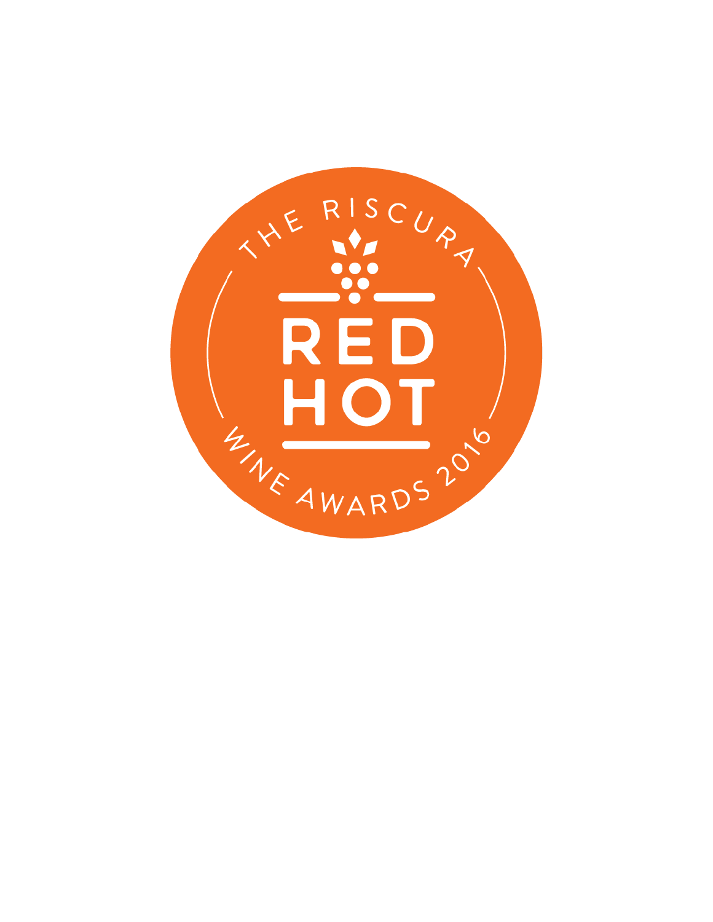THE RISCURA

# RED HOT

WINE AWARDS 2016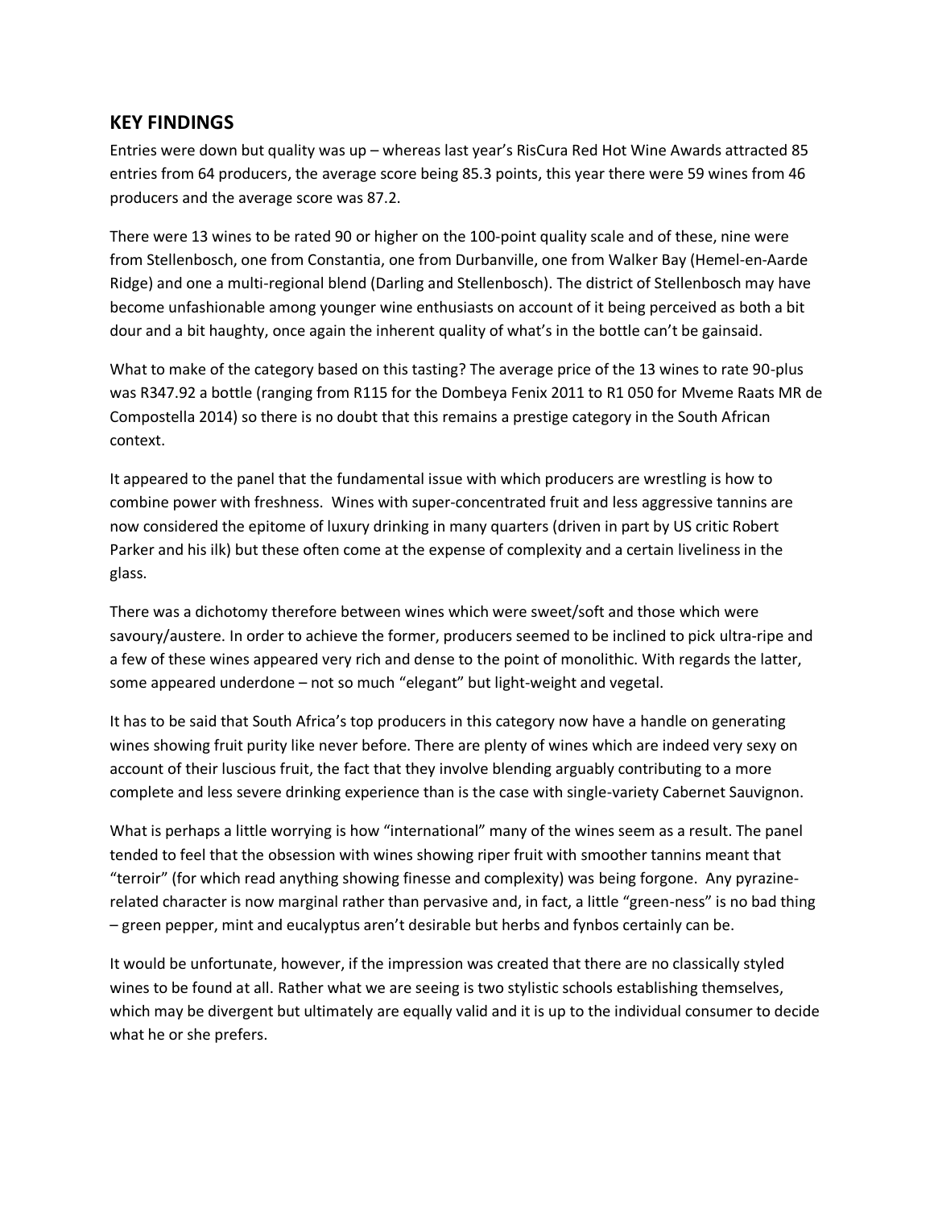## KEY FINDINGS

Entries were down but quality was up – whereas last year's RisCura Red Hot Wine Awards attracted 85 entries from 64 producers, the average score being 85.3 points, this year there were 59 wines from 46 producers and the average score was 87.2.

There were 13 wines to be rated 90 or higher on the 100-point quality scale and of these, nine were from Stellenbosch, one from Constantia, one from Durbanville, one from Walker Bay (Hemel-en-Aarde Ridge) and one a multi-regional blend (Darling and Stellenbosch). The district of Stellenbosch may have become unfashionable among younger wine enthusiasts on account of it being perceived as both a bit dour and a bit haughty, once again the inherent quality of what's in the bottle can't be gainsaid.

What to make of the category based on this tasting? The average price of the 13 wines to rate 90-plus was R347.92 a bottle (ranging from R115 for the Dombeya Fenix 2011 to R1 050 for Mveme Raats MR de Compostella 2014) so there is no doubt that this remains a prestige category in the South African context.

It appeared to the panel that the fundamental issue with which producers are wrestling is how to combine power with freshness. Wines with super-concentrated fruit and less aggressive tannins are now considered the epitome of luxury drinking in many quarters (driven in part by US critic Robert Parker and his ilk) but these often come at the expense of complexity and a certain liveliness in the glass.

There was a dichotomy therefore between wines which were sweet/soft and those which were savoury/austere. In order to achieve the former, producers seemed to be inclined to pick ultra-ripe and a few of these wines appeared very rich and dense to the point of monolithic. With regards the latter, some appeared underdone – not so much "elegant" but light-weight and vegetal.

It has to be said that South Africa's top producers in this category now have a handle on generating wines showing fruit purity like never before. There are plenty of wines which are indeed very sexy on account of their luscious fruit, the fact that they involve blending arguably contributing to a more complete and less severe drinking experience than is the case with single-variety Cabernet Sauvignon.

What is perhaps a little worrying is how "international" many of the wines seem as a result. The panel tended to feel that the obsession with wines showing riper fruit with smoother tannins meant that "terroir" (for which read anything showing finesse and complexity) was being forgone. Any pyrazine-related character is now marginal rather than pervasive and, in fact, a little "green-ness" is no bad thing – green pepper, mint and eucalyptus aren't desirable but herbs and fynbos certainly can be.

It would be unfortunate, however, if the impression was created that there are no classically styled wines to be found at all. Rather what we are seeing is two stylistic schools establishing themselves, which may be divergent but ultimately are equally valid and it is up to the individual consumer to decide what he or she prefers.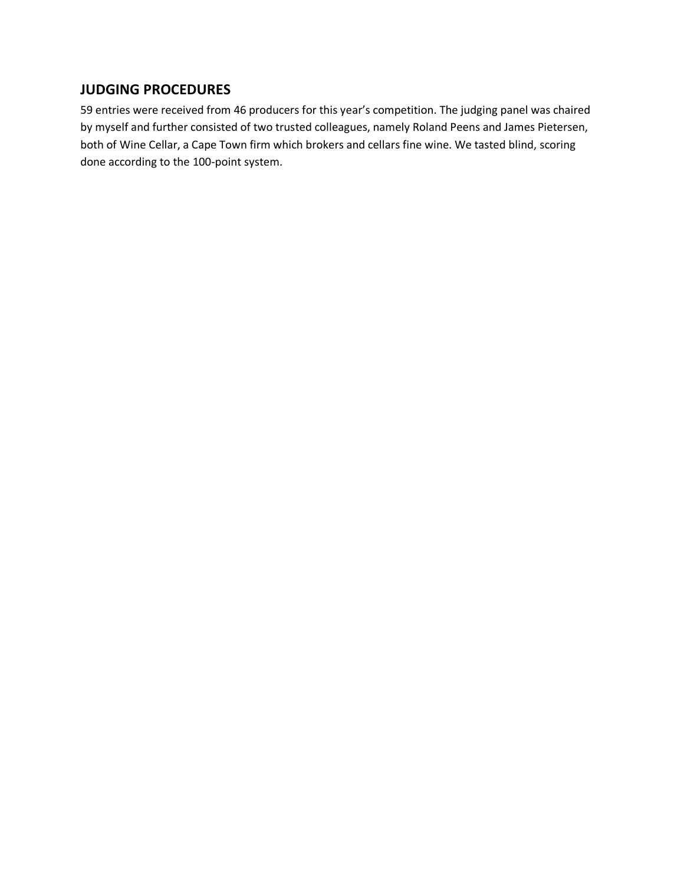## JUDGING PROCEDURES

59 entries were received from 46 producers for this year's competition. The judging panel was chaired by myself and further consisted of two trusted colleagues, namely Roland Peens and James Pietersen, both of Wine Cellar, a Cape Town firm which brokers and cellars fine wine. We tasted blind, scoring done according to the 100-point system.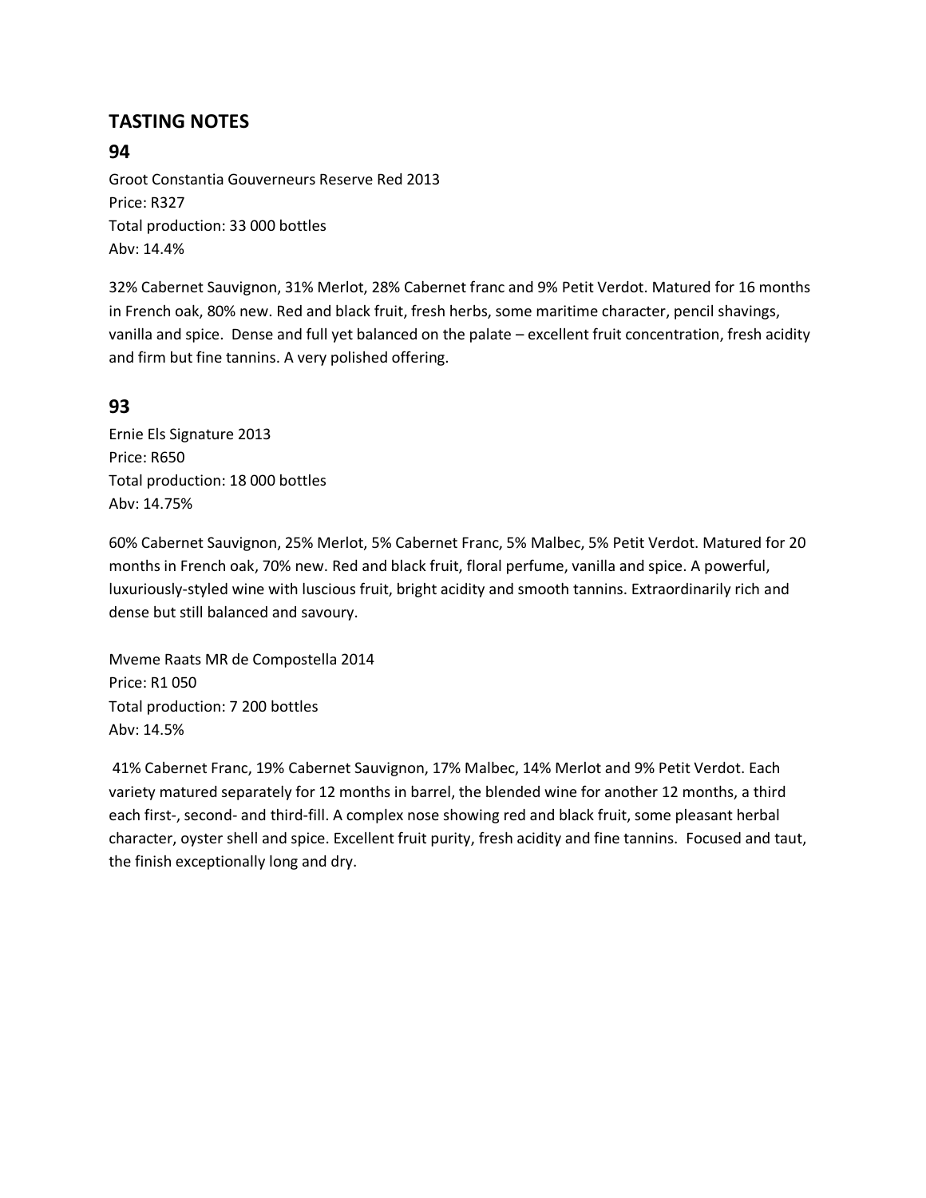## TASTING NOTES

### 94

Groot Constantia Gouverneurs Reserve Red 2013
Price: R327
Total production: 33 000 bottles
Abv: 14.4%

32% Cabernet Sauvignon, 31% Merlot, 28% Cabernet franc and 9% Petit Verdot. Matured for 16 months in French oak, 80% new. Red and black fruit, fresh herbs, some maritime character, pencil shavings, vanilla and spice. Dense and full yet balanced on the palate – excellent fruit concentration, fresh acidity and firm but fine tannins. A very polished offering.

### 93

Ernie Els Signature 2013
Price: R650
Total production: 18 000 bottles
Abv: 14.75%

60% Cabernet Sauvignon, 25% Merlot, 5% Cabernet Franc, 5% Malbec, 5% Petit Verdot. Matured for 20 months in French oak, 70% new. Red and black fruit, floral perfume, vanilla and spice. A powerful, luxuriously-styled wine with luscious fruit, bright acidity and smooth tannins. Extraordinarily rich and dense but still balanced and savoury.

Mveme Raats MR de Compostella 2014
Price: R1 050
Total production: 7 200 bottles
Abv: 14.5%

41% Cabernet Franc, 19% Cabernet Sauvignon, 17% Malbec, 14% Merlot and 9% Petit Verdot. Each variety matured separately for 12 months in barrel, the blended wine for another 12 months, a third each first-, second- and third-fill. A complex nose showing red and black fruit, some pleasant herbal character, oyster shell and spice. Excellent fruit purity, fresh acidity and fine tannins. Focused and taut, the finish exceptionally long and dry.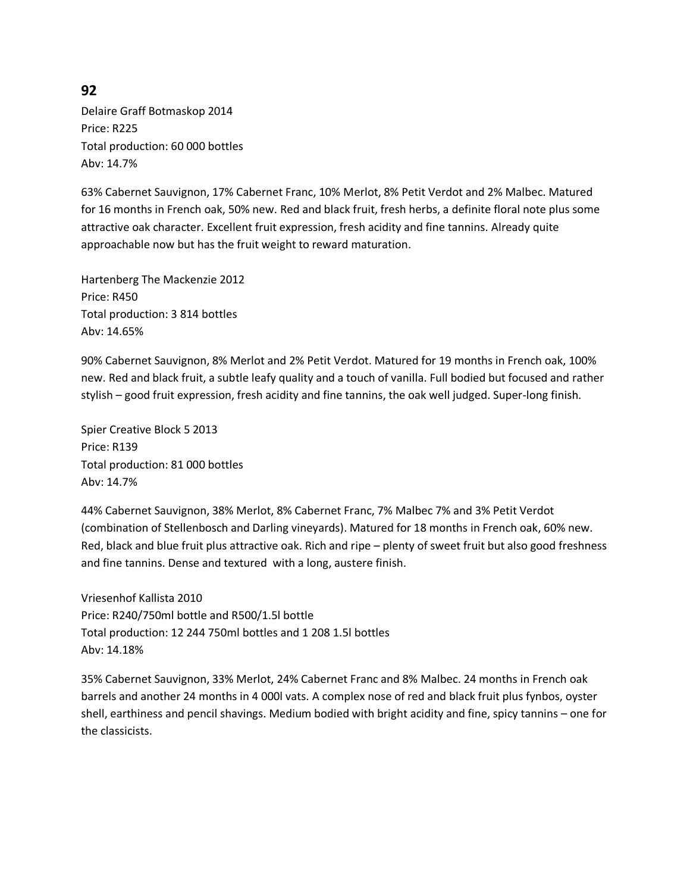## 92

Delaire Graff Botmaskop 2014
Price: R225
Total production: 60 000 bottles
Abv: 14.7%

63% Cabernet Sauvignon, 17% Cabernet Franc, 10% Merlot, 8% Petit Verdot and 2% Malbec. Matured for 16 months in French oak, 50% new. Red and black fruit, fresh herbs, a definite floral note plus some attractive oak character. Excellent fruit expression, fresh acidity and fine tannins. Already quite approachable now but has the fruit weight to reward maturation.

Hartenberg The Mackenzie 2012
Price: R450
Total production: 3 814 bottles
Abv: 14.65%

90% Cabernet Sauvignon, 8% Merlot and 2% Petit Verdot. Matured for 19 months in French oak, 100% new. Red and black fruit, a subtle leafy quality and a touch of vanilla. Full bodied but focused and rather stylish – good fruit expression, fresh acidity and fine tannins, the oak well judged. Super-long finish.

Spier Creative Block 5 2013
Price: R139
Total production: 81 000 bottles
Abv: 14.7%

44% Cabernet Sauvignon, 38% Merlot, 8% Cabernet Franc, 7% Malbec 7% and 3% Petit Verdot (combination of Stellenbosch and Darling vineyards). Matured for 18 months in French oak, 60% new. Red, black and blue fruit plus attractive oak. Rich and ripe – plenty of sweet fruit but also good freshness and fine tannins. Dense and textured with a long, austere finish.

Vriesenhof Kallista 2010
Price: R240/750ml bottle and R500/1.5l bottle
Total production: 12 244 750ml bottles and 1 208 1.5l bottles
Abv: 14.18%

35% Cabernet Sauvignon, 33% Merlot, 24% Cabernet Franc and 8% Malbec. 24 months in French oak barrels and another 24 months in 4 000l vats. A complex nose of red and black fruit plus fynbos, oyster shell, earthiness and pencil shavings. Medium bodied with bright acidity and fine, spicy tannins – one for the classicists.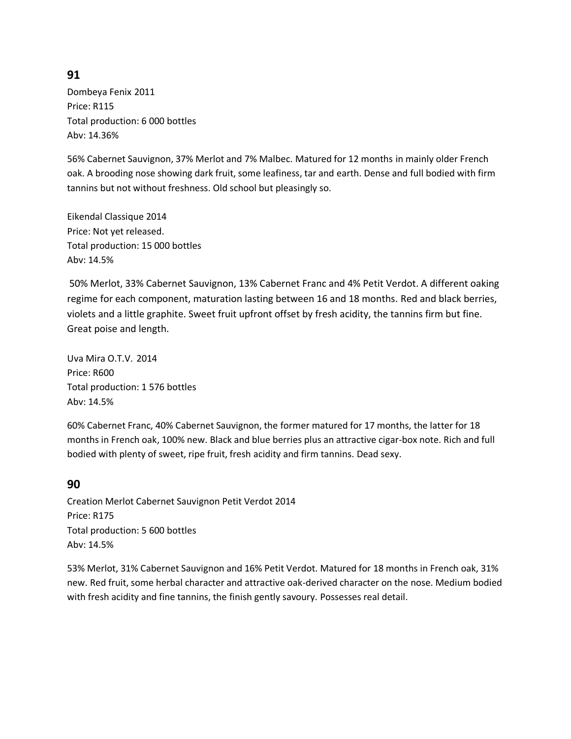## 91

Dombeya Fenix 2011
Price: R115
Total production: 6 000 bottles
Abv: 14.36%

56% Cabernet Sauvignon, 37% Merlot and 7% Malbec. Matured for 12 months in mainly older French oak. A brooding nose showing dark fruit, some leafiness, tar and earth. Dense and full bodied with firm tannins but not without freshness. Old school but pleasingly so.

Eikendal Classique 2014
Price: Not yet released.
Total production: 15 000 bottles
Abv: 14.5%

50% Merlot, 33% Cabernet Sauvignon, 13% Cabernet Franc and 4% Petit Verdot. A different oaking regime for each component, maturation lasting between 16 and 18 months. Red and black berries, violets and a little graphite. Sweet fruit upfront offset by fresh acidity, the tannins firm but fine. Great poise and length.

Uva Mira O.T.V. 2014
Price: R600
Total production: 1 576 bottles
Abv: 14.5%

60% Cabernet Franc, 40% Cabernet Sauvignon, the former matured for 17 months, the latter for 18 months in French oak, 100% new. Black and blue berries plus an attractive cigar-box note. Rich and full bodied with plenty of sweet, ripe fruit, fresh acidity and firm tannins. Dead sexy.

## 90

Creation Merlot Cabernet Sauvignon Petit Verdot 2014
Price: R175
Total production: 5 600 bottles
Abv: 14.5%

53% Merlot, 31% Cabernet Sauvignon and 16% Petit Verdot. Matured for 18 months in French oak, 31% new. Red fruit, some herbal character and attractive oak-derived character on the nose. Medium bodied with fresh acidity and fine tannins, the finish gently savoury. Possesses real detail.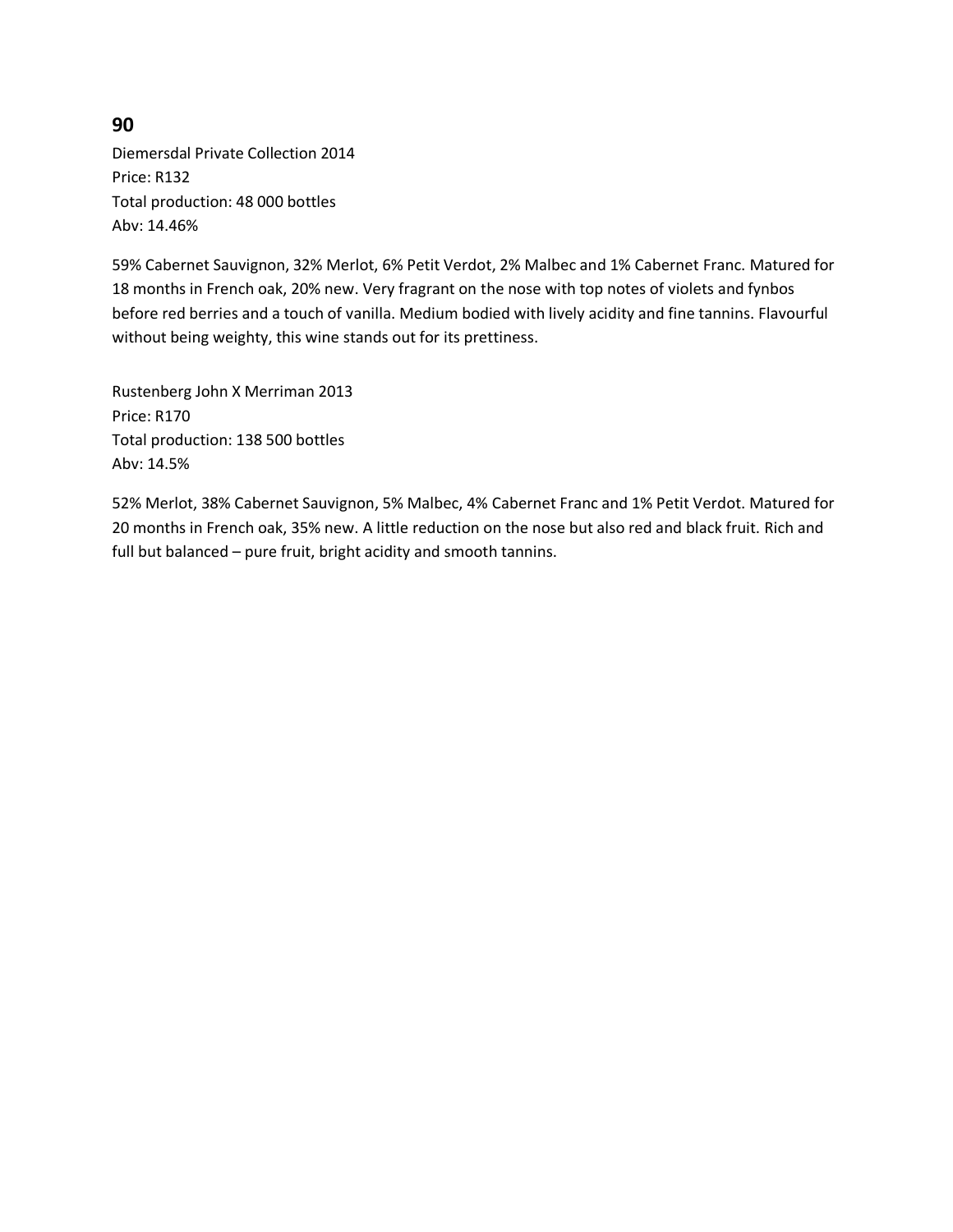## 90

Diemersdal Private Collection 2014
Price: R132
Total production: 48 000 bottles
Abv: 14.46%

59% Cabernet Sauvignon, 32% Merlot, 6% Petit Verdot, 2% Malbec and 1% Cabernet Franc. Matured for 18 months in French oak, 20% new. Very fragrant on the nose with top notes of violets and fynbos before red berries and a touch of vanilla. Medium bodied with lively acidity and fine tannins. Flavourful without being weighty, this wine stands out for its prettiness.

Rustenberg John X Merriman 2013
Price: R170
Total production: 138 500 bottles
Abv: 14.5%

52% Merlot, 38% Cabernet Sauvignon, 5% Malbec, 4% Cabernet Franc and 1% Petit Verdot. Matured for 20 months in French oak, 35% new. A little reduction on the nose but also red and black fruit. Rich and full but balanced – pure fruit, bright acidity and smooth tannins.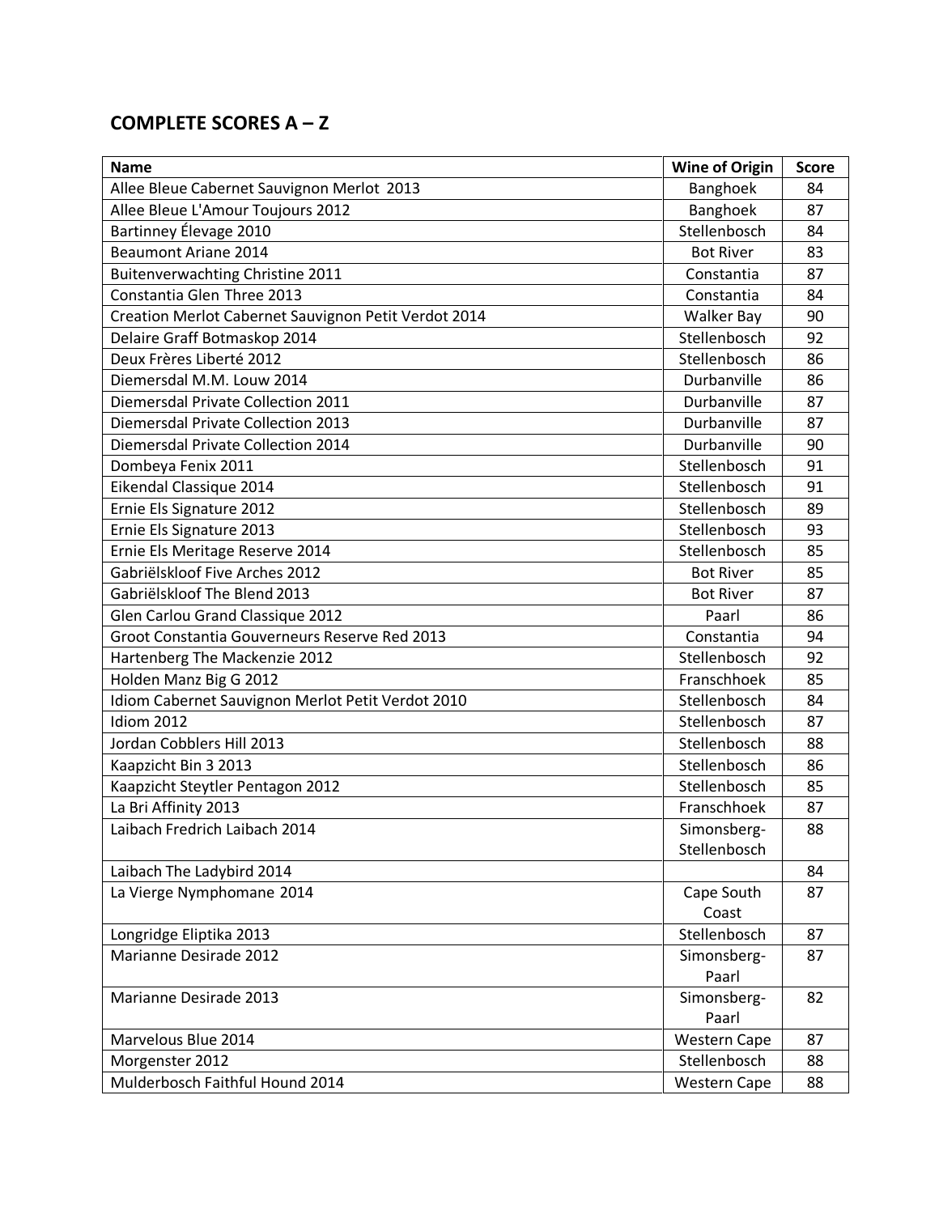## COMPLETE SCORES A – Z

| Name | Wine of Origin | Score |
|---|---|---|
| Allee Bleue Cabernet Sauvignon Merlot 2013 | Banghoek | 84 |
| Allee Bleue L'Amour Toujours 2012 | Banghoek | 87 |
| Bartinney Élevage 2010 | Stellenbosch | 84 |
| Beaumont Ariane 2014 | Bot River | 83 |
| Buitenverwachting Christine 2011 | Constantia | 87 |
| Constantia Glen Three 2013 | Constantia | 84 |
| Creation Merlot Cabernet Sauvignon Petit Verdot 2014 | Walker Bay | 90 |
| Delaire Graff Botmaskop 2014 | Stellenbosch | 92 |
| Deux Frères Liberté 2012 | Stellenbosch | 86 |
| Diemersdal M.M. Louw 2014 | Durbanville | 86 |
| Diemersdal Private Collection 2011 | Durbanville | 87 |
| Diemersdal Private Collection 2013 | Durbanville | 87 |
| Diemersdal Private Collection 2014 | Durbanville | 90 |
| Dombeya Fenix 2011 | Stellenbosch | 91 |
| Eikendal Classique 2014 | Stellenbosch | 91 |
| Ernie Els Signature 2012 | Stellenbosch | 89 |
| Ernie Els Signature 2013 | Stellenbosch | 93 |
| Ernie Els Meritage Reserve 2014 | Stellenbosch | 85 |
| Gabriëlskloof Five Arches 2012 | Bot River | 85 |
| Gabriëlskloof The Blend 2013 | Bot River | 87 |
| Glen Carlou Grand Classique 2012 | Paarl | 86 |
| Groot Constantia Gouverneurs Reserve Red 2013 | Constantia | 94 |
| Hartenberg The Mackenzie 2012 | Stellenbosch | 92 |
| Holden Manz Big G 2012 | Franschhoek | 85 |
| Idiom Cabernet Sauvignon Merlot Petit Verdot 2010 | Stellenbosch | 84 |
| Idiom 2012 | Stellenbosch | 87 |
| Jordan Cobblers Hill 2013 | Stellenbosch | 88 |
| Kaapzicht Bin 3 2013 | Stellenbosch | 86 |
| Kaapzicht Steytler Pentagon 2012 | Stellenbosch | 85 |
| La Bri Affinity 2013 | Franschhoek | 87 |
| Laibach Fredrich Laibach 2014 | Simonsberg-Stellenbosch | 88 |
| Laibach The Ladybird 2014 | | 84 |
| La Vierge Nymphomane 2014 | Cape South Coast | 87 |
| Longridge Eliptika 2013 | Stellenbosch | 87 |
| Marianne Desirade 2012 | Simonsberg-Paarl | 87 |
| Marianne Desirade 2013 | Simonsberg-Paarl | 82 |
| Marvelous Blue 2014 | Western Cape | 87 |
| Morgenster 2012 | Stellenbosch | 88 |
| Mulderbosch Faithful Hound 2014 | Western Cape | 88 |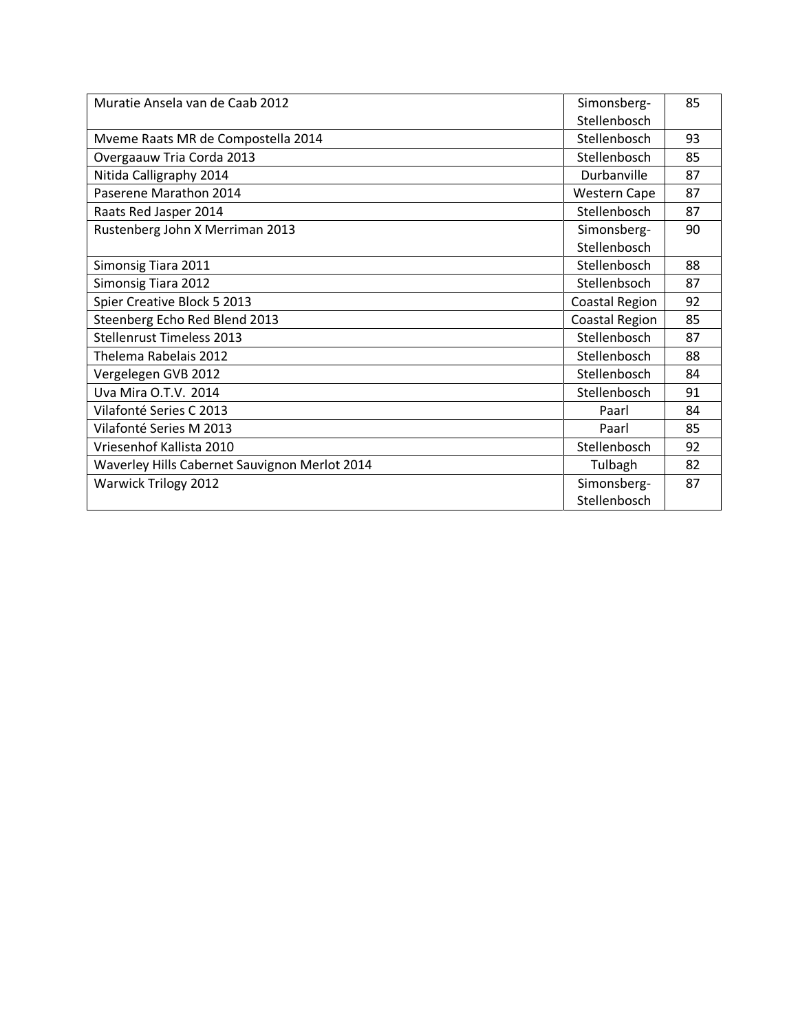| | | |
|---|---|---|
| Muratie Ansela van de Caab 2012 | Simonsberg-Stellenbosch | 85 |
| Mveme Raats MR de Compostella 2014 | Stellenbosch | 93 |
| Overgaauw Tria Corda 2013 | Stellenbosch | 85 |
| Nitida Calligraphy 2014 | Durbanville | 87 |
| Paserene Marathon 2014 | Western Cape | 87 |
| Raats Red Jasper 2014 | Stellenbosch | 87 |
| Rustenberg John X Merriman 2013 | Simonsberg-Stellenbosch | 90 |
| Simonsig Tiara 2011 | Stellenbosch | 88 |
| Simonsig Tiara 2012 | Stellenbsoch | 87 |
| Spier Creative Block 5 2013 | Coastal Region | 92 |
| Steenberg Echo Red Blend 2013 | Coastal Region | 85 |
| Stellenrust Timeless 2013 | Stellenbosch | 87 |
| Thelema Rabelais 2012 | Stellenbosch | 88 |
| Vergelegen GVB 2012 | Stellenbosch | 84 |
| Uva Mira O.T.V. 2014 | Stellenbosch | 91 |
| Vilafonté Series C 2013 | Paarl | 84 |
| Vilafonté Series M 2013 | Paarl | 85 |
| Vriesenhof Kallista 2010 | Stellenbosch | 92 |
| Waverley Hills Cabernet Sauvignon Merlot 2014 | Tulbagh | 82 |
| Warwick Trilogy 2012 | Simonsberg-Stellenbosch | 87 |